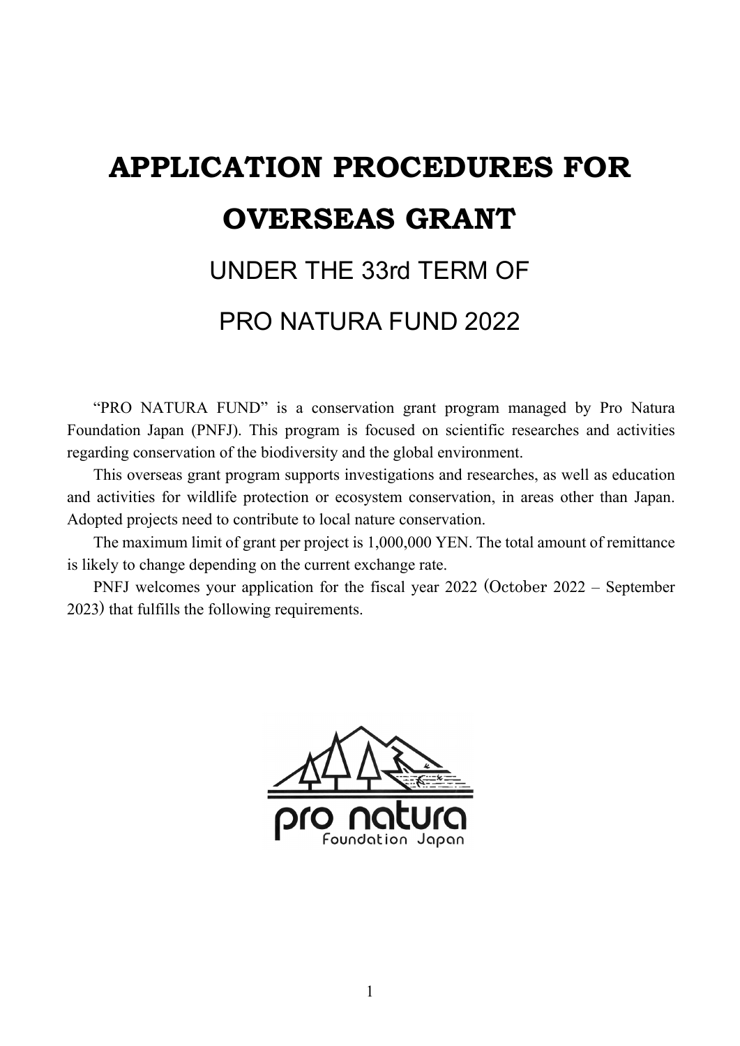# APPLICATION PROCEDURES FOR OVERSEAS GRANT

## UNDER THE 33rd TERM OF PRO NATURA FUND 2022

"PRO NATURA FUND" is a conservation grant program managed by Pro Natura Foundation Japan (PNFJ). This program is focused on scientific researches and activities regarding conservation of the biodiversity and the global environment.

This overseas grant program supports investigations and researches, as well as education and activities for wildlife protection or ecosystem conservation, in areas other than Japan. Adopted projects need to contribute to local nature conservation.

The maximum limit of grant per project is 1,000,000 YEN. The total amount of remittance is likely to change depending on the current exchange rate.

PNFJ welcomes your application for the fiscal year 2022 (October 2022 – September 2023) that fulfills the following requirements.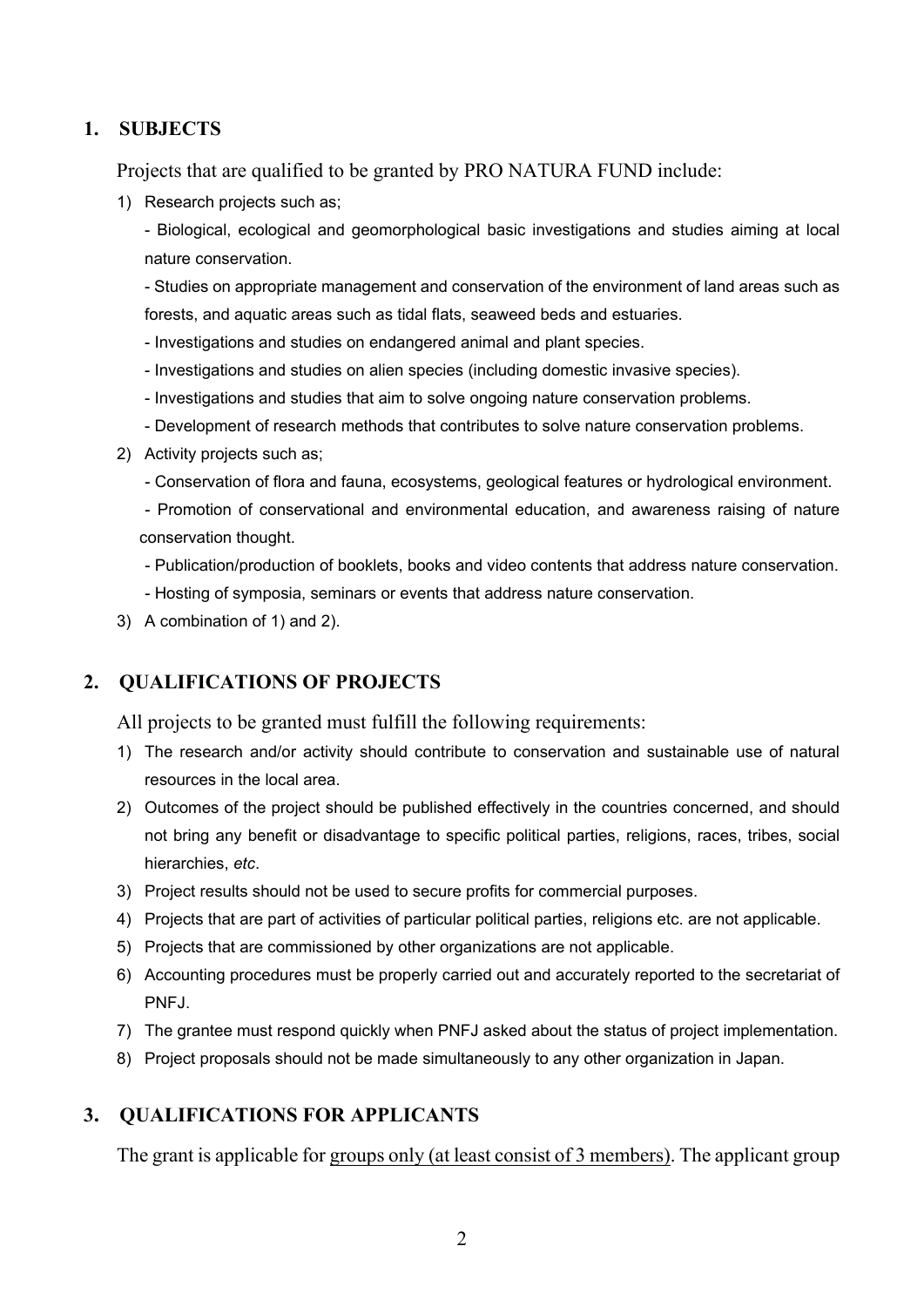## 1. SUBJECTS

Projects that are qualified to be granted by PRO NATURA FUND include:

1) Research projects such as;

   - Biological, ecological and geomorphological basic investigations and studies aiming at local nature conservation.
   - Studies on appropriate management and conservation of the environment of land areas such as forests, and aquatic areas such as tidal flats, seaweed beds and estuaries.
   - Investigations and studies on endangered animal and plant species.
   - Investigations and studies on alien species (including domestic invasive species).
   - Investigations and studies that aim to solve ongoing nature conservation problems.
   - Development of research methods that contributes to solve nature conservation problems.

2) Activity projects such as;

   - Conservation of flora and fauna, ecosystems, geological features or hydrological environment.
   - Promotion of conservational and environmental education, and awareness raising of nature conservation thought.
   - Publication/production of booklets, books and video contents that address nature conservation.
   - Hosting of symposia, seminars or events that address nature conservation.

3) A combination of 1) and 2).

## 2. QUALIFICATIONS OF PROJECTS

All projects to be granted must fulfill the following requirements:

1) The research and/or activity should contribute to conservation and sustainable use of natural resources in the local area.
2) Outcomes of the project should be published effectively in the countries concerned, and should not bring any benefit or disadvantage to specific political parties, religions, races, tribes, social hierarchies, *etc*.
3) Project results should not be used to secure profits for commercial purposes.
4) Projects that are part of activities of particular political parties, religions etc. are not applicable.
5) Projects that are commissioned by other organizations are not applicable.
6) Accounting procedures must be properly carried out and accurately reported to the secretariat of PNFJ.
7) The grantee must respond quickly when PNFJ asked about the status of project implementation.
8) Project proposals should not be made simultaneously to any other organization in Japan.

## 3. QUALIFICATIONS FOR APPLICANTS

The grant is applicable for <u>groups only (at least consist of 3 members)</u>. The applicant group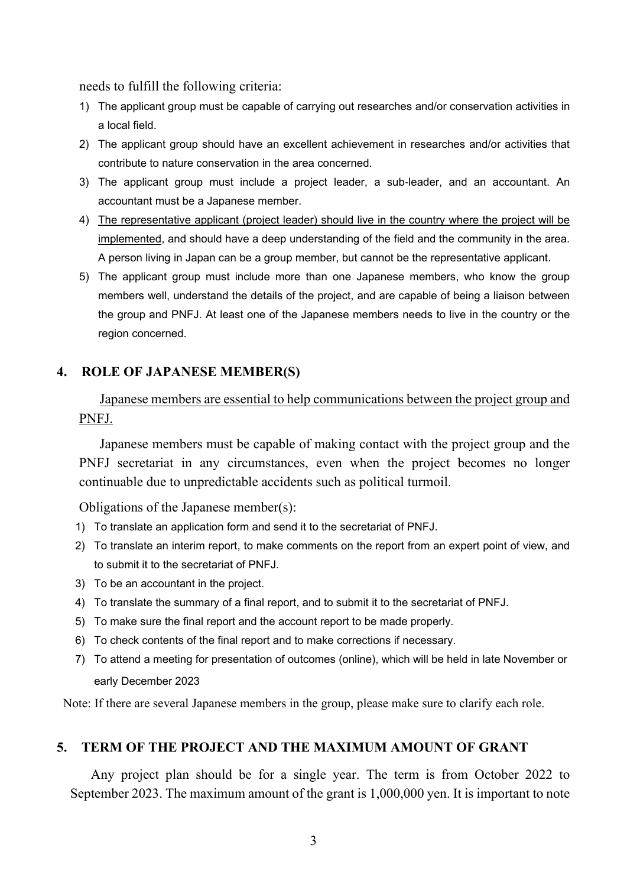needs to fulfill the following criteria:

1) The applicant group must be capable of carrying out researches and/or conservation activities in a local field.
2) The applicant group should have an excellent achievement in researches and/or activities that contribute to nature conservation in the area concerned.
3) The applicant group must include a project leader, a sub-leader, and an accountant. An accountant must be a Japanese member.
4) <u>The representative applicant (project leader) should live in the country where the project will be implemented</u>, and should have a deep understanding of the field and the community in the area. A person living in Japan can be a group member, but cannot be the representative applicant.
5) The applicant group must include more than one Japanese members, who know the group members well, understand the details of the project, and are capable of being a liaison between the group and PNFJ. At least one of the Japanese members needs to live in the country or the region concerned.

## 4. ROLE OF JAPANESE MEMBER(S)

<u>Japanese members are essential to help communications between the project group and PNFJ.</u>

Japanese members must be capable of making contact with the project group and the PNFJ secretariat in any circumstances, even when the project becomes no longer continuable due to unpredictable accidents such as political turmoil.

Obligations of the Japanese member(s):

1) To translate an application form and send it to the secretariat of PNFJ.
2) To translate an interim report, to make comments on the report from an expert point of view, and to submit it to the secretariat of PNFJ.
3) To be an accountant in the project.
4) To translate the summary of a final report, and to submit it to the secretariat of PNFJ.
5) To make sure the final report and the account report to be made properly.
6) To check contents of the final report and to make corrections if necessary.
7) To attend a meeting for presentation of outcomes (online), which will be held in late November or early December 2023

Note: If there are several Japanese members in the group, please make sure to clarify each role.

## 5. TERM OF THE PROJECT AND THE MAXIMUM AMOUNT OF GRANT

Any project plan should be for a single year. The term is from October 2022 to September 2023. The maximum amount of the grant is 1,000,000 yen. It is important to note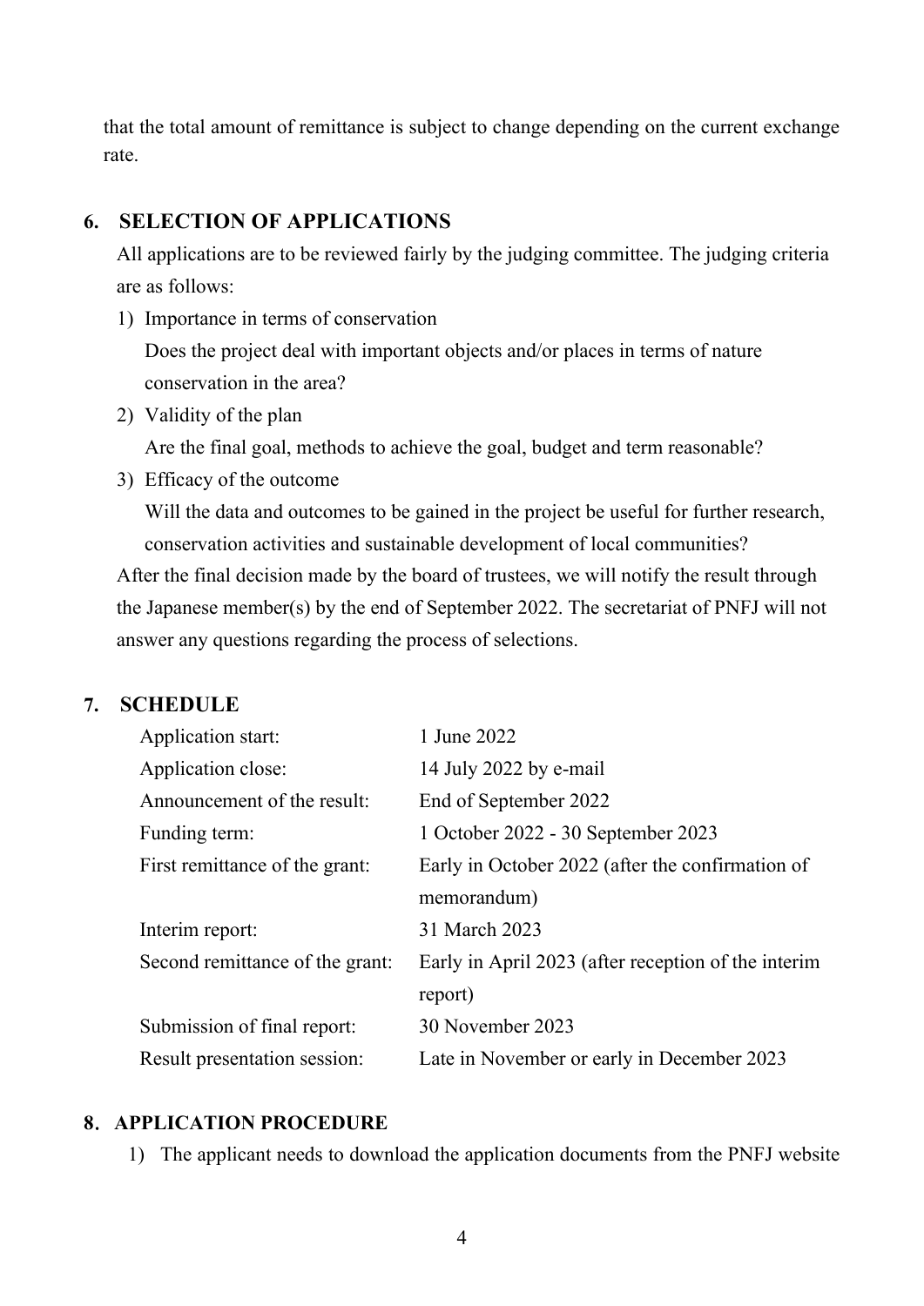that the total amount of remittance is subject to change depending on the current exchange rate.

## 6. SELECTION OF APPLICATIONS

All applications are to be reviewed fairly by the judging committee. The judging criteria are as follows:

1) Importance in terms of conservation
   Does the project deal with important objects and/or places in terms of nature conservation in the area?
2) Validity of the plan
   Are the final goal, methods to achieve the goal, budget and term reasonable?
3) Efficacy of the outcome
   Will the data and outcomes to be gained in the project be useful for further research, conservation activities and sustainable development of local communities?

After the final decision made by the board of trustees, we will notify the result through the Japanese member(s) by the end of September 2022. The secretariat of PNFJ will not answer any questions regarding the process of selections.

## 7. SCHEDULE

| | |
|---|---|
| Application start: | 1 June 2022 |
| Application close: | 14 July 2022 by e-mail |
| Announcement of the result: | End of September 2022 |
| Funding term: | 1 October 2022 - 30 September 2023 |
| First remittance of the grant: | Early in October 2022 (after the confirmation of memorandum) |
| Interim report: | 31 March 2023 |
| Second remittance of the grant: | Early in April 2023 (after reception of the interim report) |
| Submission of final report: | 30 November 2023 |
| Result presentation session: | Late in November or early in December 2023 |

## 8. APPLICATION PROCEDURE

1) The applicant needs to download the application documents from the PNFJ website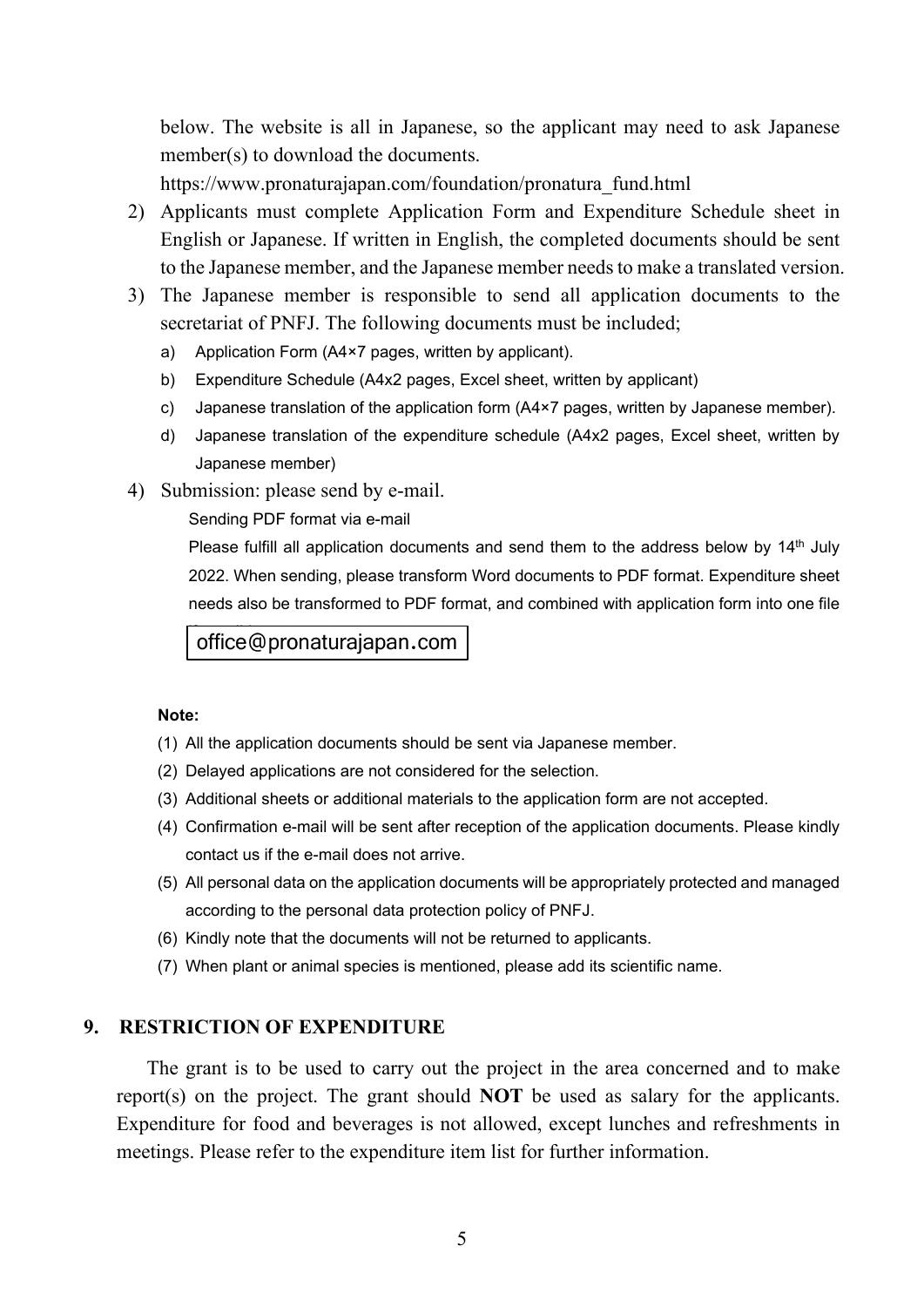below. The website is all in Japanese, so the applicant may need to ask Japanese member(s) to download the documents.
https://www.pronaturajapan.com/foundation/pronatura_fund.html

2) Applicants must complete Application Form and Expenditure Schedule sheet in English or Japanese. If written in English, the completed documents should be sent to the Japanese member, and the Japanese member needs to make a translated version.
3) The Japanese member is responsible to send all application documents to the secretariat of PNFJ. The following documents must be included;
   a) Application Form (A4×7 pages, written by applicant).
   b) Expenditure Schedule (A4x2 pages, Excel sheet, written by applicant)
   c) Japanese translation of the application form (A4×7 pages, written by Japanese member).
   d) Japanese translation of the expenditure schedule (A4x2 pages, Excel sheet, written by Japanese member)
4) Submission: please send by e-mail.

   Sending PDF format via e-mail

   Please fulfill all application documents and send them to the address below by 14th July 2022. When sending, please transform Word documents to PDF format. Expenditure sheet needs also be transformed to PDF format, and combined with application form into one file

   office@pronaturajapan.com

**Note:**

(1) All the application documents should be sent via Japanese member.
(2) Delayed applications are not considered for the selection.
(3) Additional sheets or additional materials to the application form are not accepted.
(4) Confirmation e-mail will be sent after reception of the application documents. Please kindly contact us if the e-mail does not arrive.
(5) All personal data on the application documents will be appropriately protected and managed according to the personal data protection policy of PNFJ.
(6) Kindly note that the documents will not be returned to applicants.
(7) When plant or animal species is mentioned, please add its scientific name.

## 9. RESTRICTION OF EXPENDITURE

The grant is to be used to carry out the project in the area concerned and to make report(s) on the project. The grant should **NOT** be used as salary for the applicants. Expenditure for food and beverages is not allowed, except lunches and refreshments in meetings. Please refer to the expenditure item list for further information.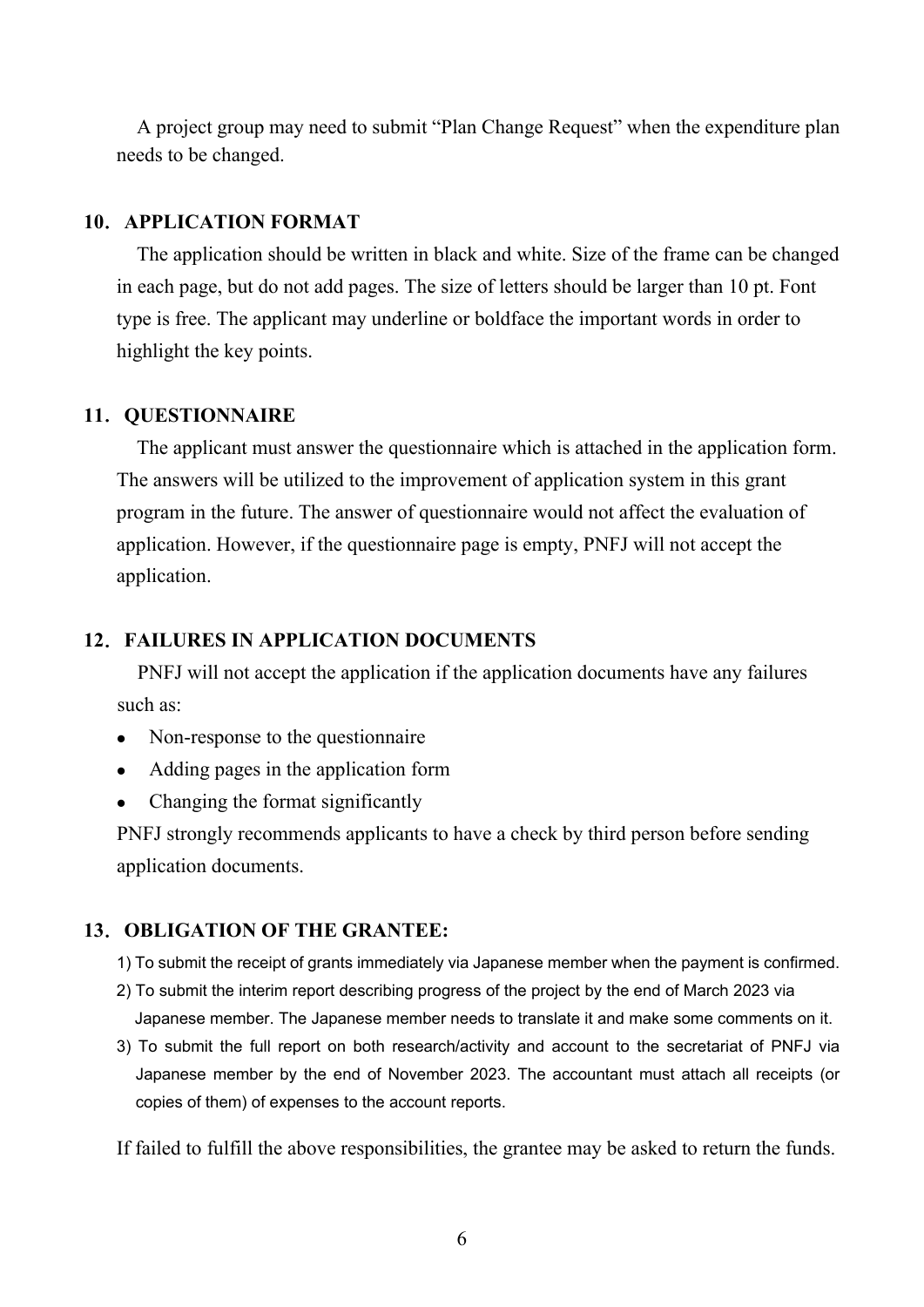A project group may need to submit "Plan Change Request" when the expenditure plan needs to be changed.

## 10. APPLICATION FORMAT

The application should be written in black and white. Size of the frame can be changed in each page, but do not add pages. The size of letters should be larger than 10 pt. Font type is free. The applicant may underline or boldface the important words in order to highlight the key points.

## 11. QUESTIONNAIRE

The applicant must answer the questionnaire which is attached in the application form. The answers will be utilized to the improvement of application system in this grant program in the future. The answer of questionnaire would not affect the evaluation of application. However, if the questionnaire page is empty, PNFJ will not accept the application.

## 12. FAILURES IN APPLICATION DOCUMENTS

PNFJ will not accept the application if the application documents have any failures such as:

- Non-response to the questionnaire
- Adding pages in the application form
- Changing the format significantly

PNFJ strongly recommends applicants to have a check by third person before sending application documents.

## 13. OBLIGATION OF THE GRANTEE:

1) To submit the receipt of grants immediately via Japanese member when the payment is confirmed.
2) To submit the interim report describing progress of the project by the end of March 2023 via Japanese member. The Japanese member needs to translate it and make some comments on it.
3) To submit the full report on both research/activity and account to the secretariat of PNFJ via Japanese member by the end of November 2023. The accountant must attach all receipts (or copies of them) of expenses to the account reports.

If failed to fulfill the above responsibilities, the grantee may be asked to return the funds.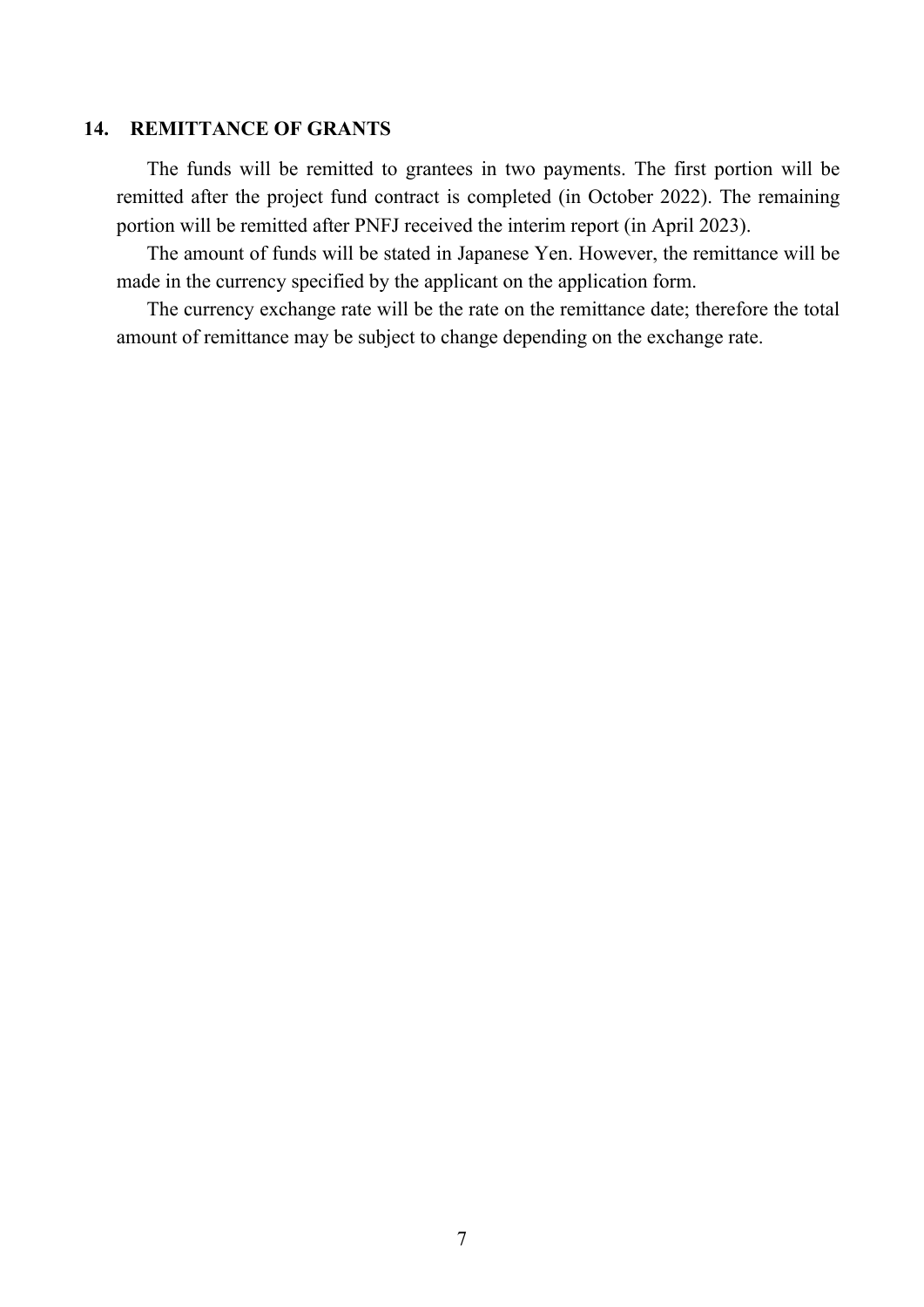## 14. REMITTANCE OF GRANTS

The funds will be remitted to grantees in two payments. The first portion will be remitted after the project fund contract is completed (in October 2022). The remaining portion will be remitted after PNFJ received the interim report (in April 2023).

The amount of funds will be stated in Japanese Yen. However, the remittance will be made in the currency specified by the applicant on the application form.

The currency exchange rate will be the rate on the remittance date; therefore the total amount of remittance may be subject to change depending on the exchange rate.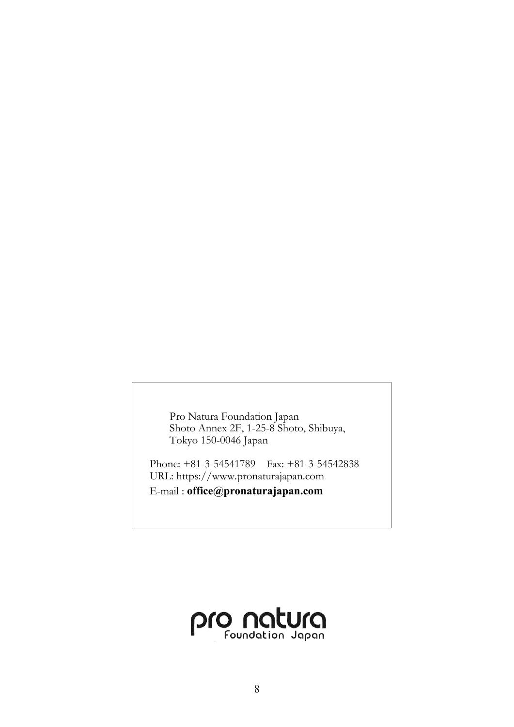Pro Natura Foundation Japan
Shoto Annex 2F, 1-25-8 Shoto, Shibuya,
Tokyo 150-0046 Japan

Phone: +81-3-54541789　Fax: +81-3-54542838
URL: https://www.pronaturajapan.com
E-mail : **office@pronaturajapan.com**

pro natura
Foundation Japan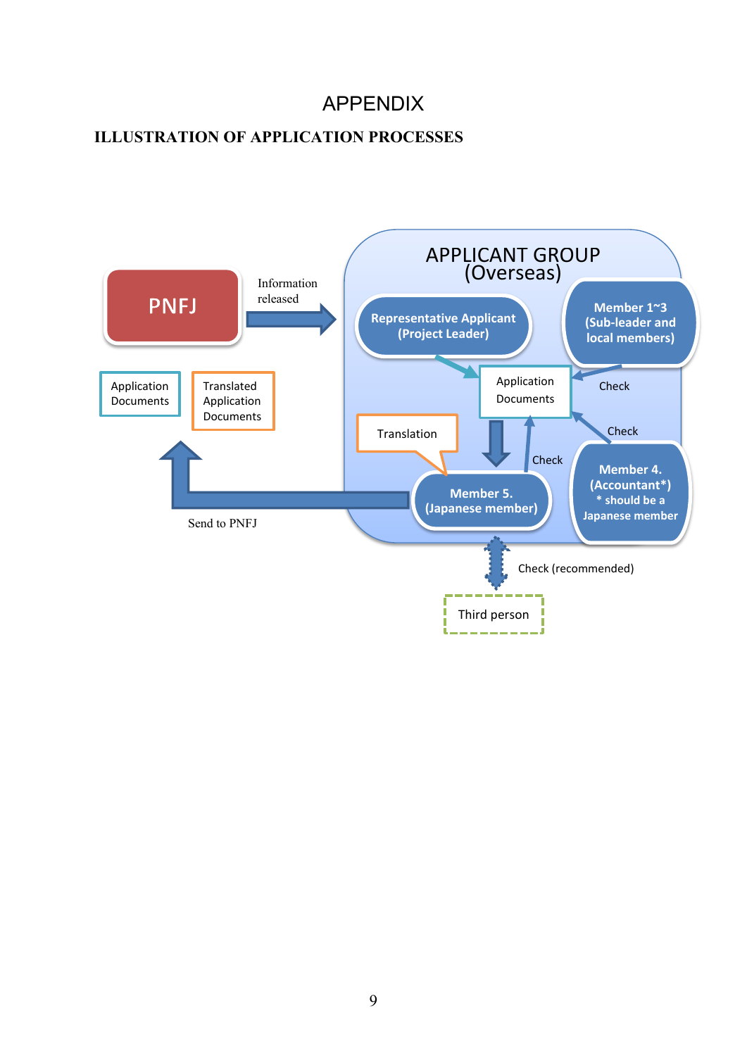# APPENDIX

## ILLUSTRATION OF APPLICATION PROCESSES

PNFJ

Information released

APPLICANT GROUP (Overseas)

Representative Applicant (Project Leader)

Member 1~3 (Sub-leader and local members)

Application Documents

Translated Application Documents

Application Documents

Check

Translation

Check

Check

Member 5. (Japanese member)

Member 4. (Accountant*) * should be a Japanese member

Send to PNFJ

Check (recommended)

Third person